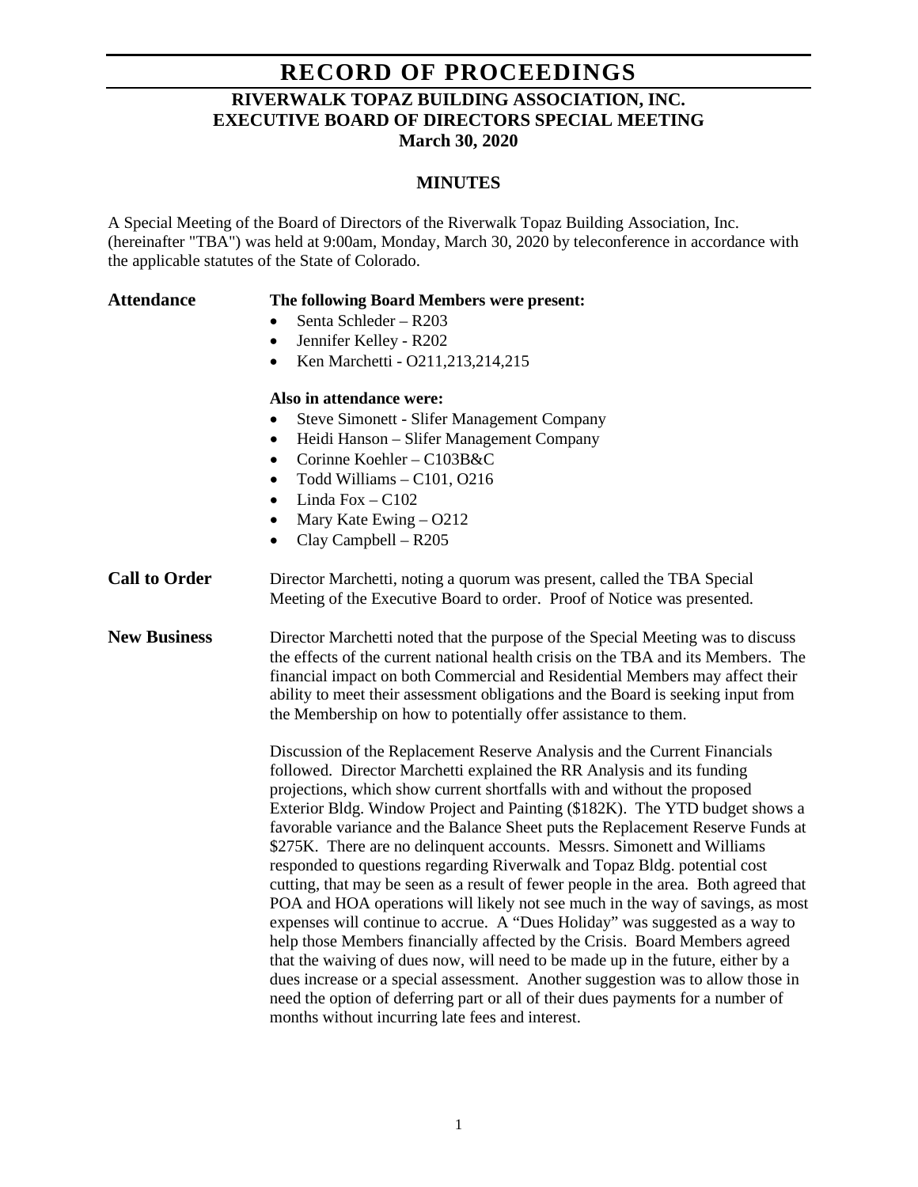# RECORD OF PROCEEDINGS

## RIVERWALK TOPAZ BUILDING ASSOCIATION, INC.
## EXECUTIVE BOARD OF DIRECTORS SPECIAL MEETING
## March 30, 2020

### MINUTES

A Special Meeting of the Board of Directors of the Riverwalk Topaz Building Association, Inc. (hereinafter "TBA") was held at 9:00am, Monday, March 30, 2020 by teleconference in accordance with the applicable statutes of the State of Colorado.

**Attendance**

**The following Board Members were present:**

- Senta Schleder – R203
- Jennifer Kelley - R202
- Ken Marchetti - O211,213,214,215

**Also in attendance were:**

- Steve Simonett - Slifer Management Company
- Heidi Hanson – Slifer Management Company
- Corinne Koehler – C103B&C
- Todd Williams – C101, O216
- Linda Fox – C102
- Mary Kate Ewing – O212
- Clay Campbell – R205

**Call to Order**

Director Marchetti, noting a quorum was present, called the TBA Special Meeting of the Executive Board to order. Proof of Notice was presented.

**New Business**

Director Marchetti noted that the purpose of the Special Meeting was to discuss the effects of the current national health crisis on the TBA and its Members. The financial impact on both Commercial and Residential Members may affect their ability to meet their assessment obligations and the Board is seeking input from the Membership on how to potentially offer assistance to them.

Discussion of the Replacement Reserve Analysis and the Current Financials followed. Director Marchetti explained the RR Analysis and its funding projections, which show current shortfalls with and without the proposed Exterior Bldg. Window Project and Painting ($182K). The YTD budget shows a favorable variance and the Balance Sheet puts the Replacement Reserve Funds at $275K. There are no delinquent accounts. Messrs. Simonett and Williams responded to questions regarding Riverwalk and Topaz Bldg. potential cost cutting, that may be seen as a result of fewer people in the area. Both agreed that POA and HOA operations will likely not see much in the way of savings, as most expenses will continue to accrue. A "Dues Holiday" was suggested as a way to help those Members financially affected by the Crisis. Board Members agreed that the waiving of dues now, will need to be made up in the future, either by a dues increase or a special assessment. Another suggestion was to allow those in need the option of deferring part or all of their dues payments for a number of months without incurring late fees and interest.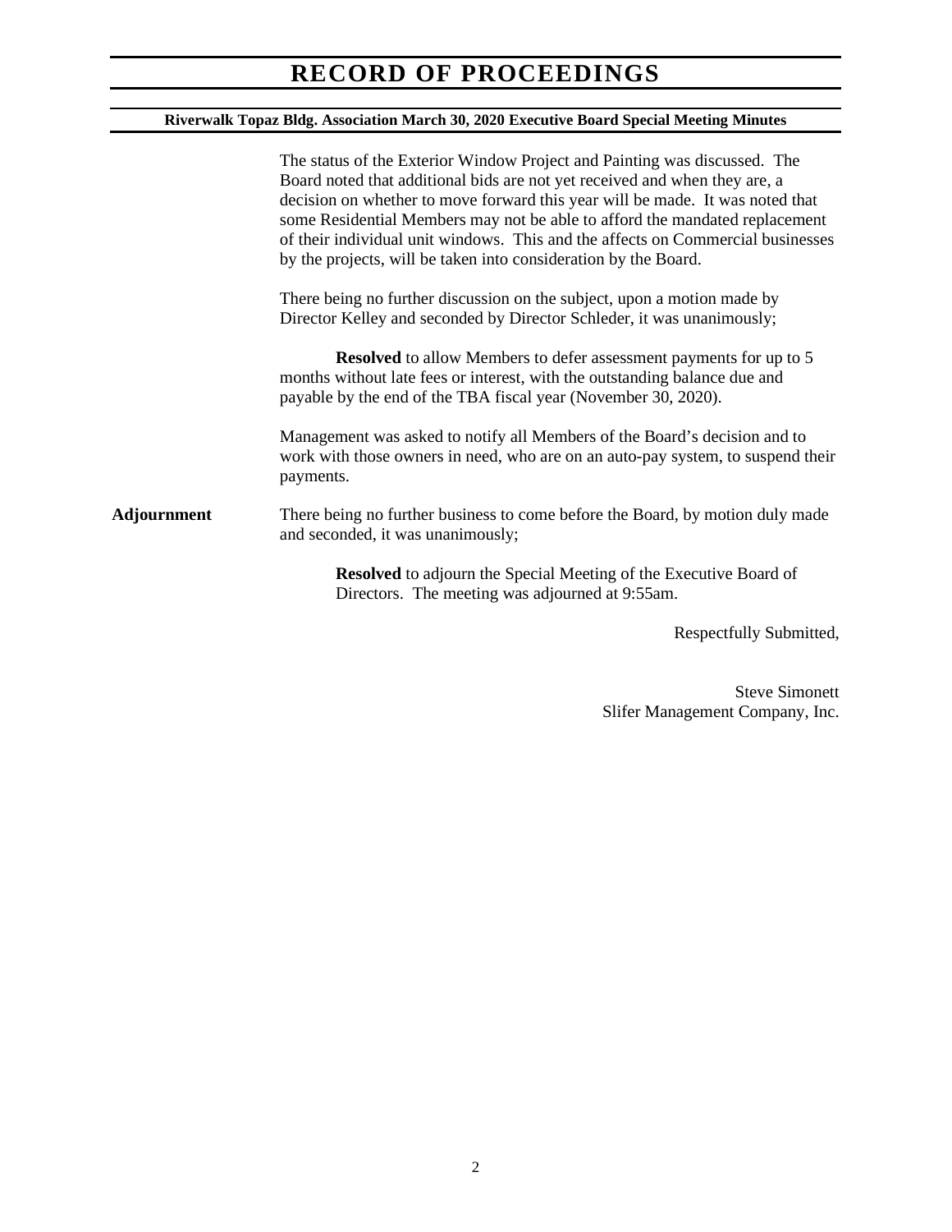The status of the Exterior Window Project and Painting was discussed. The Board noted that additional bids are not yet received and when they are, a decision on whether to move forward this year will be made. It was noted that some Residential Members may not be able to afford the mandated replacement of their individual unit windows. This and the affects on Commercial businesses by the projects, will be taken into consideration by the Board.

There being no further discussion on the subject, upon a motion made by Director Kelley and seconded by Director Schleder, it was unanimously;

**Resolved** to allow Members to defer assessment payments for up to 5 months without late fees or interest, with the outstanding balance due and payable by the end of the TBA fiscal year (November 30, 2020).

Management was asked to notify all Members of the Board's decision and to work with those owners in need, who are on an auto-pay system, to suspend their payments.

**Adjournment**

There being no further business to come before the Board, by motion duly made and seconded, it was unanimously;

**Resolved** to adjourn the Special Meeting of the Executive Board of Directors. The meeting was adjourned at 9:55am.

Respectfully Submitted,

Steve Simonett
Slifer Management Company, Inc.